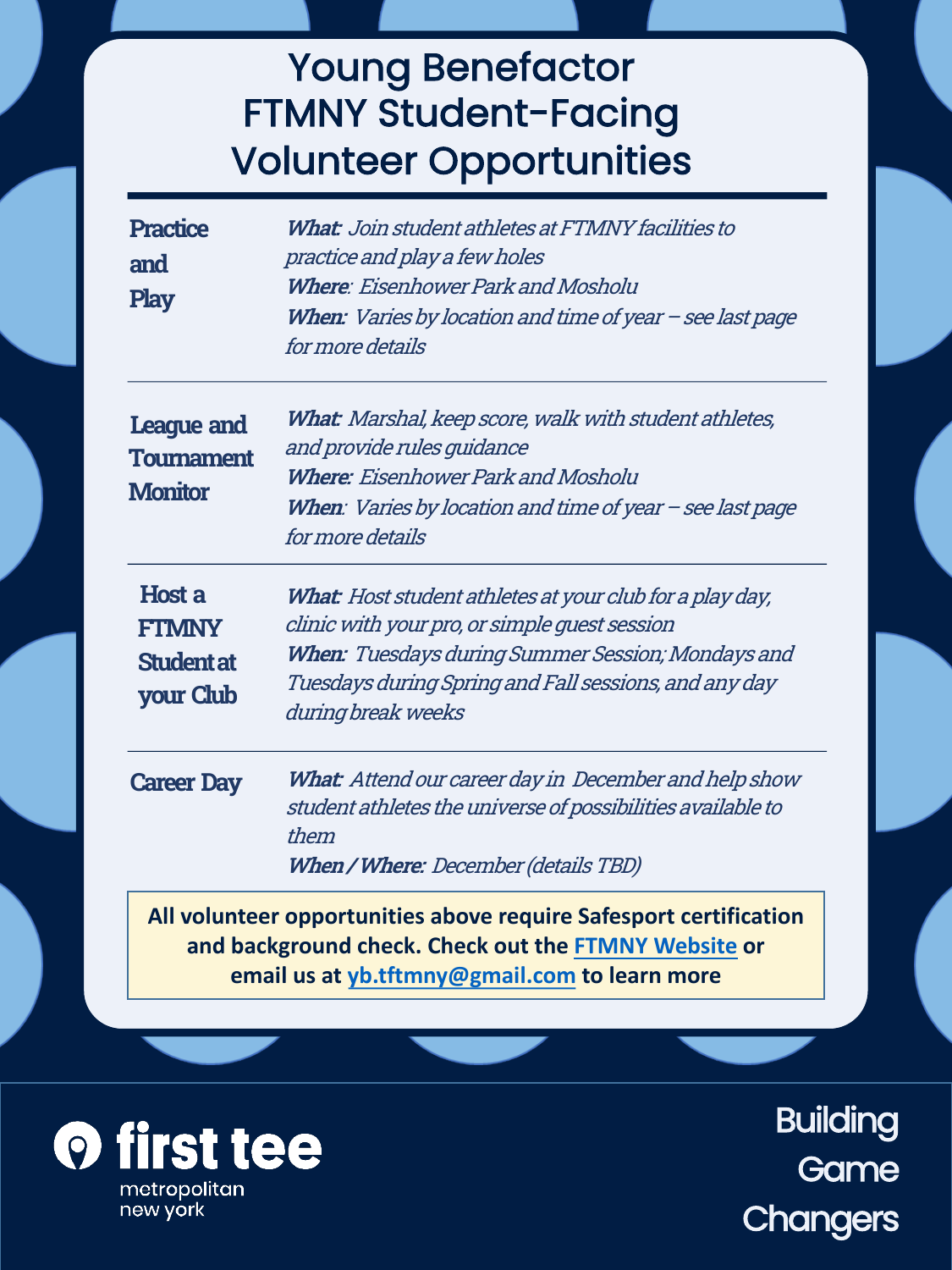# Young Benefactor FTMNY Student-Facing Volunteer Opportunities

| | |
|---|---|
| **Practice and Play** | ***What:*** *Join student athletes at FTMNY facilities to practice and play a few holes* <br> ***Where:*** *Eisenhower Park and Mosholu* <br> ***When:*** *Varies by location and time of year – see last page for more details* |
| **League and Tournament Monitor** | ***What:*** *Marshal, keep score, walk with student athletes, and provide rules guidance* <br> ***Where:*** *Eisenhower Park and Mosholu* <br> ***When:*** *Varies by location and time of year – see last page for more details* |
| **Host a FTMNY Student at your Club** | ***What:*** *Host student athletes at your club for a play day, clinic with your pro, or simple guest session* <br> ***When:*** *Tuesdays during Summer Session; Mondays and Tuesdays during Spring and Fall sessions, and any day during break weeks* |
| **Career Day** | ***What:*** *Attend our career day in December and help show student athletes the universe of possibilities available to them* <br> ***When / Where:*** *December (details TBD)* |

**All volunteer opportunities above require Safesport certification and background check. Check out the [FTMNY Website]() or email us at [yb.tftmny@gmail.com]() to learn more**

first tee metropolitan new york

Building Game Changers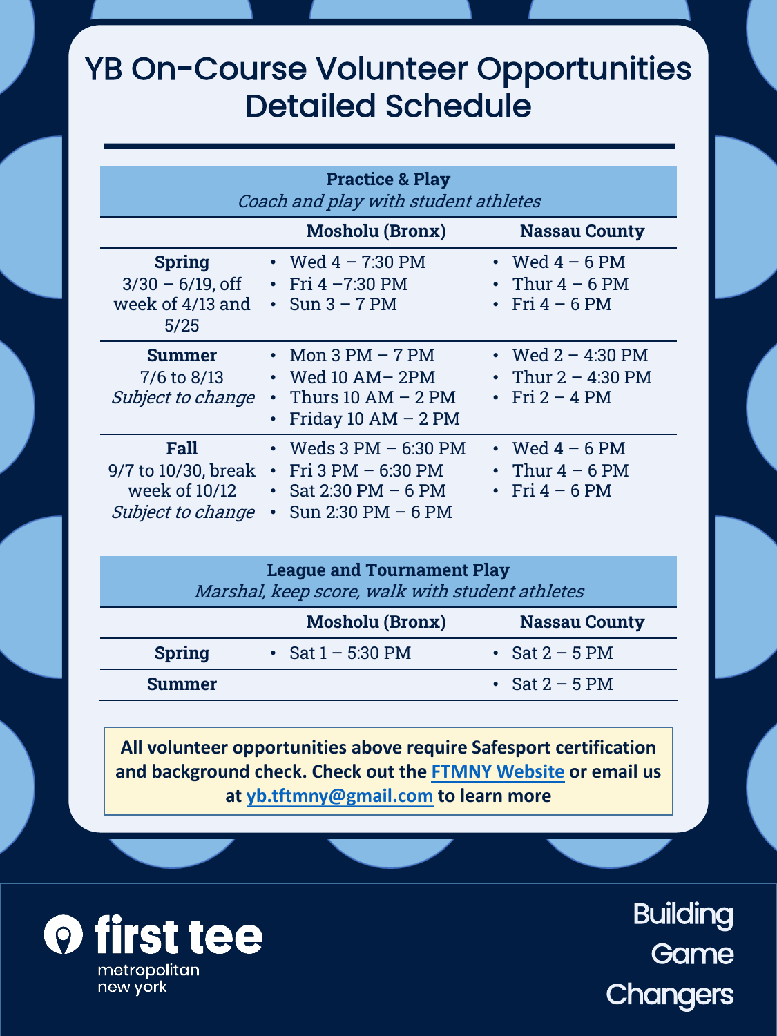# YB On-Course Volunteer Opportunities Detailed Schedule

| Practice & Play *Coach and play with student athletes* | | |
|---|---|---|
| | **Mosholu (Bronx)** | **Nassau County** |
| **Spring** 3/30 – 6/19, off week of 4/13 and 5/25 | • Wed 4 – 7:30 PM<br>• Fri 4 –7:30 PM<br>• Sun 3 – 7 PM | • Wed 4 – 6 PM<br>• Thur 4 – 6 PM<br>• Fri 4 – 6 PM |
| **Summer** 7/6 to 8/13 *Subject to change* | • Mon 3 PM – 7 PM<br>• Wed 10 AM– 2PM<br>• Thurs 10 AM – 2 PM<br>• Friday 10 AM – 2 PM | • Wed 2 – 4:30 PM<br>• Thur 2 – 4:30 PM<br>• Fri 2 – 4 PM |
| **Fall** 9/7 to 10/30, break week of 10/12 *Subject to change* | • Weds 3 PM – 6:30 PM<br>• Fri 3 PM – 6:30 PM<br>• Sat 2:30 PM – 6 PM<br>• Sun 2:30 PM – 6 PM | • Wed 4 – 6 PM<br>• Thur 4 – 6 PM<br>• Fri 4 – 6 PM |

| League and Tournament Play *Marshal, keep score, walk with student athletes* | | |
|---|---|---|
| | **Mosholu (Bronx)** | **Nassau County** |
| **Spring** | • Sat 1 – 5:30 PM | • Sat 2 – 5 PM |
| **Summer** | | • Sat 2 – 5 PM |

**All volunteer opportunities above require Safesport certification and background check. Check out the [FTMNY Website]() or email us at [yb.tftmny@gmail.com](mailto:yb.tftmny@gmail.com) to learn more**

first tee metropolitan new york

Building Game Changers